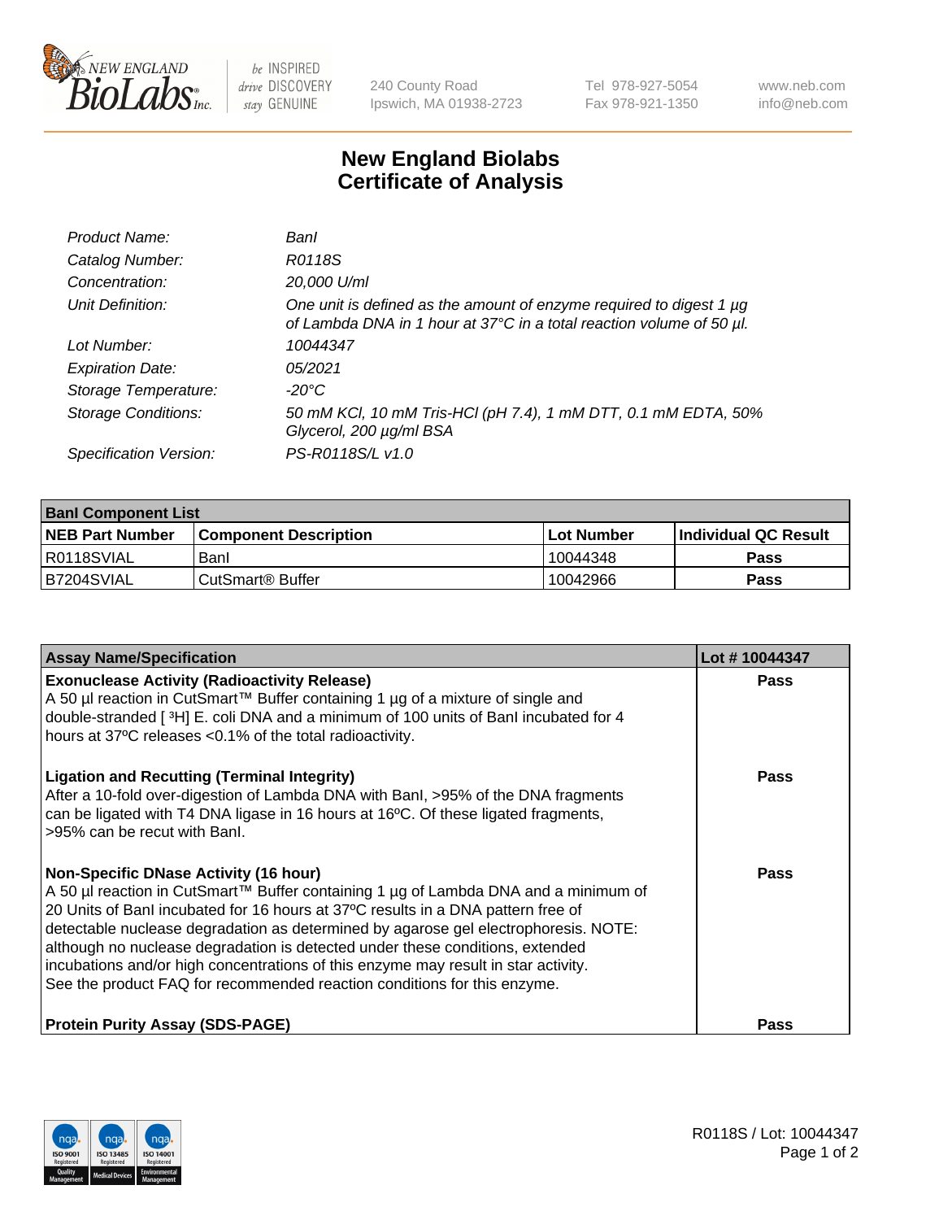New England BioLabs Inc. — be INSPIRED drive DISCOVERY stay GENUINE

240 County Road
Ipswich, MA 01938-2723

Tel 978-927-5054
Fax 978-921-1350

www.neb.com
info@neb.com

# New England Biolabs
## Certificate of Analysis

| | |
|---|---|
| *Product Name:* | *BanI* |
| *Catalog Number:* | *R0118S* |
| *Concentration:* | *20,000 U/ml* |
| *Unit Definition:* | *One unit is defined as the amount of enzyme required to digest 1 µg of Lambda DNA in 1 hour at 37°C in a total reaction volume of 50 µl.* |
| *Lot Number:* | *10044347* |
| *Expiration Date:* | *05/2021* |
| *Storage Temperature:* | *-20°C* |
| *Storage Conditions:* | *50 mM KCl, 10 mM Tris-HCl (pH 7.4), 1 mM DTT, 0.1 mM EDTA, 50% Glycerol, 200 µg/ml BSA* |
| *Specification Version:* | *PS-R0118S/L v1.0* |

| **BanI Component List** | | | |
|---|---|---|---|
| **NEB Part Number** | **Component Description** | **Lot Number** | **Individual QC Result** |
| R0118SVIAL | BanI | 10044348 | **Pass** |
| B7204SVIAL | CutSmart® Buffer | 10042966 | **Pass** |

| **Assay Name/Specification** | **Lot # 10044347** |
|---|---|
| **Exonuclease Activity (Radioactivity Release)** A 50 µl reaction in CutSmart™ Buffer containing 1 µg of a mixture of single and double-stranded [ $^3$H] E. coli DNA and a minimum of 100 units of BanI incubated for 4 hours at 37ºC releases <0.1% of the total radioactivity. | **Pass** |
| **Ligation and Recutting (Terminal Integrity)** After a 10-fold over-digestion of Lambda DNA with BanI, >95% of the DNA fragments can be ligated with T4 DNA ligase in 16 hours at 16ºC. Of these ligated fragments, >95% can be recut with BanI. | **Pass** |
| **Non-Specific DNase Activity (16 hour)** A 50 µl reaction in CutSmart™ Buffer containing 1 µg of Lambda DNA and a minimum of 20 Units of BanI incubated for 16 hours at 37ºC results in a DNA pattern free of detectable nuclease degradation as determined by agarose gel electrophoresis. NOTE: although no nuclease degradation is detected under these conditions, extended incubations and/or high concentrations of this enzyme may result in star activity. See the product FAQ for recommended reaction conditions for this enzyme. | **Pass** |
| **Protein Purity Assay (SDS-PAGE)** | **Pass** |

R0118S / Lot: 10044347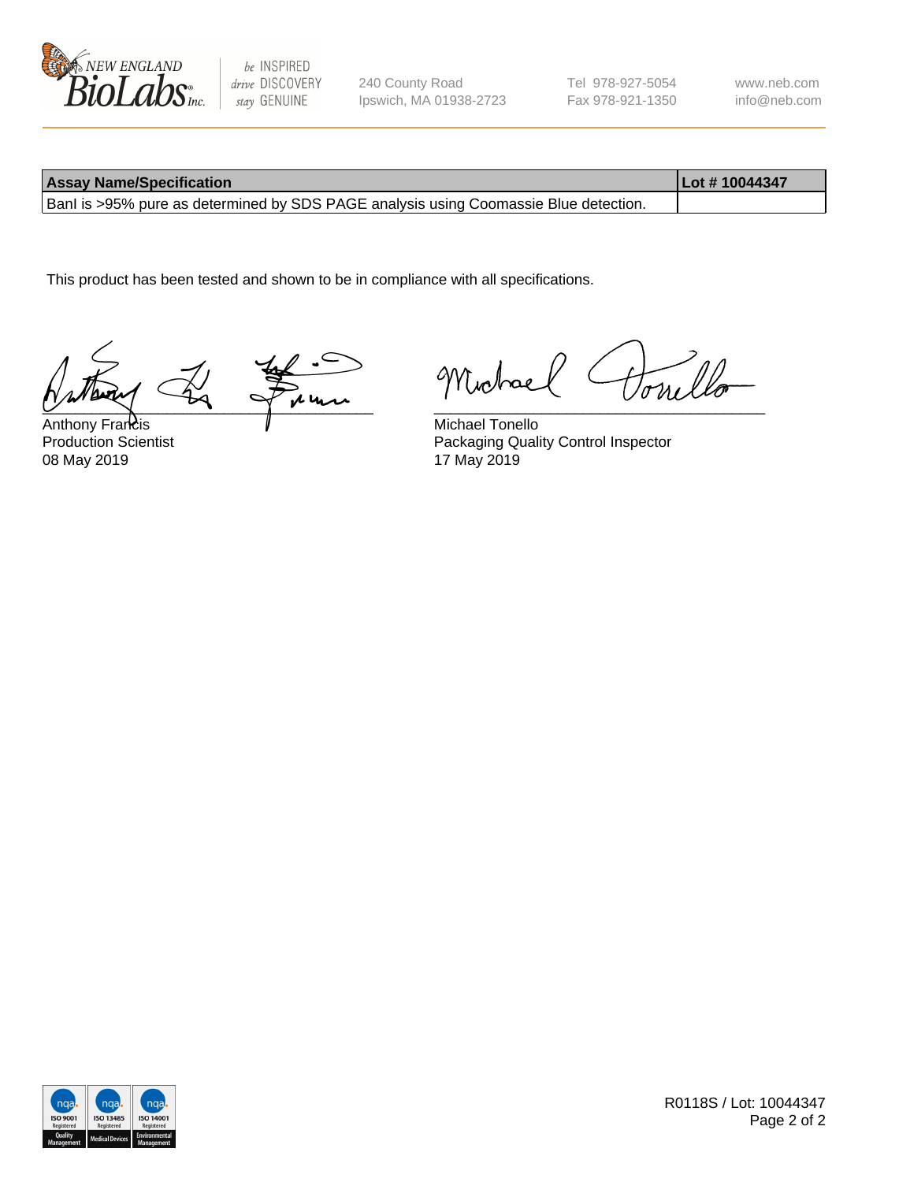240 County Road
Ipswich, MA 01938-2723

Tel 978-927-5054
Fax 978-921-1350

www.neb.com
info@neb.com

| Assay Name/Specification | Lot # 10044347 |
|---|---|
| BanI is >95% pure as determined by SDS PAGE analysis using Coomassie Blue detection. | |

This product has been tested and shown to be in compliance with all specifications.

Anthony Francis
Production Scientist
08 May 2019

Michael Tonello
Packaging Quality Control Inspector
17 May 2019

R0118S / Lot: 10044347